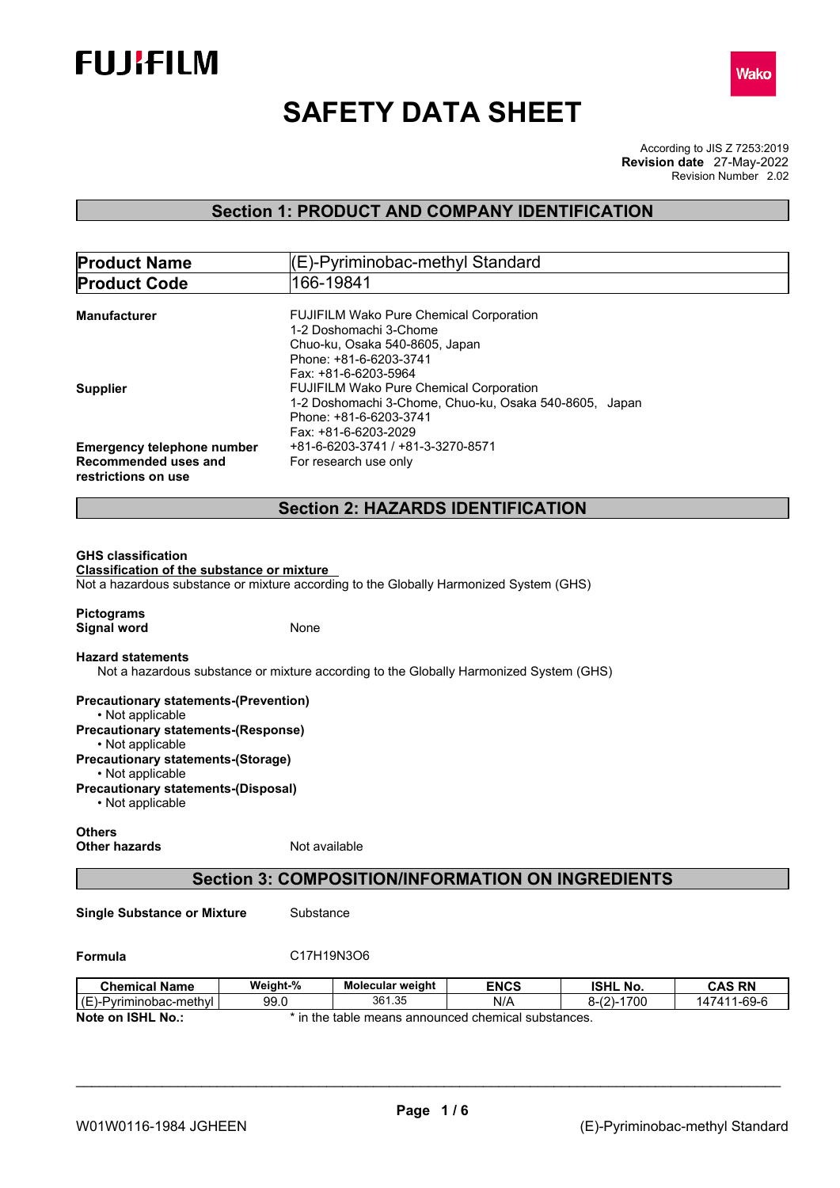FUJIFILM

Wako

# SAFETY DATA SHEET

According to JIS Z 7253:2019
**Revision date** 27-May-2022
Revision Number 2.02

## Section 1: PRODUCT AND COMPANY IDENTIFICATION

| **Product Name** | (E)-Pyriminobac-methyl Standard |
|---|---|
| **Product Code** | 166-19841 |

**Manufacturer**
FUJIFILM Wako Pure Chemical Corporation
1-2 Doshomachi 3-Chome
Chuo-ku, Osaka 540-8605, Japan
Phone: +81-6-6203-3741
Fax: +81-6-6203-5964

**Supplier**
FUJIFILM Wako Pure Chemical Corporation
1-2 Doshomachi 3-Chome, Chuo-ku, Osaka 540-8605, Japan
Phone: +81-6-6203-3741
Fax: +81-6-6203-2029

**Emergency telephone number** +81-6-6203-3741 / +81-3-3270-8571

**Recommended uses and restrictions on use** For research use only

## Section 2: HAZARDS IDENTIFICATION

**GHS classification**
**Classification of the substance or mixture**
Not a hazardous substance or mixture according to the Globally Harmonized System (GHS)

**Pictograms**
**Signal word** None

**Hazard statements**
Not a hazardous substance or mixture according to the Globally Harmonized System (GHS)

**Precautionary statements-(Prevention)**
- Not applicable

**Precautionary statements-(Response)**
- Not applicable

**Precautionary statements-(Storage)**
- Not applicable

**Precautionary statements-(Disposal)**
- Not applicable

**Others**
**Other hazards** Not available

## Section 3: COMPOSITION/INFORMATION ON INGREDIENTS

**Single Substance or Mixture** Substance

**Formula** C17H19N3O6

| Chemical Name | Weight-% | Molecular weight | ENCS | ISHL No. | CAS RN |
|---|---|---|---|---|---|
| (E)-Pyriminobac-methyl | 99.0 | 361.35 | N/A | 8-(2)-1700 | 147411-69-6 |

**Note on ISHL No.:** * in the table means announced chemical substances.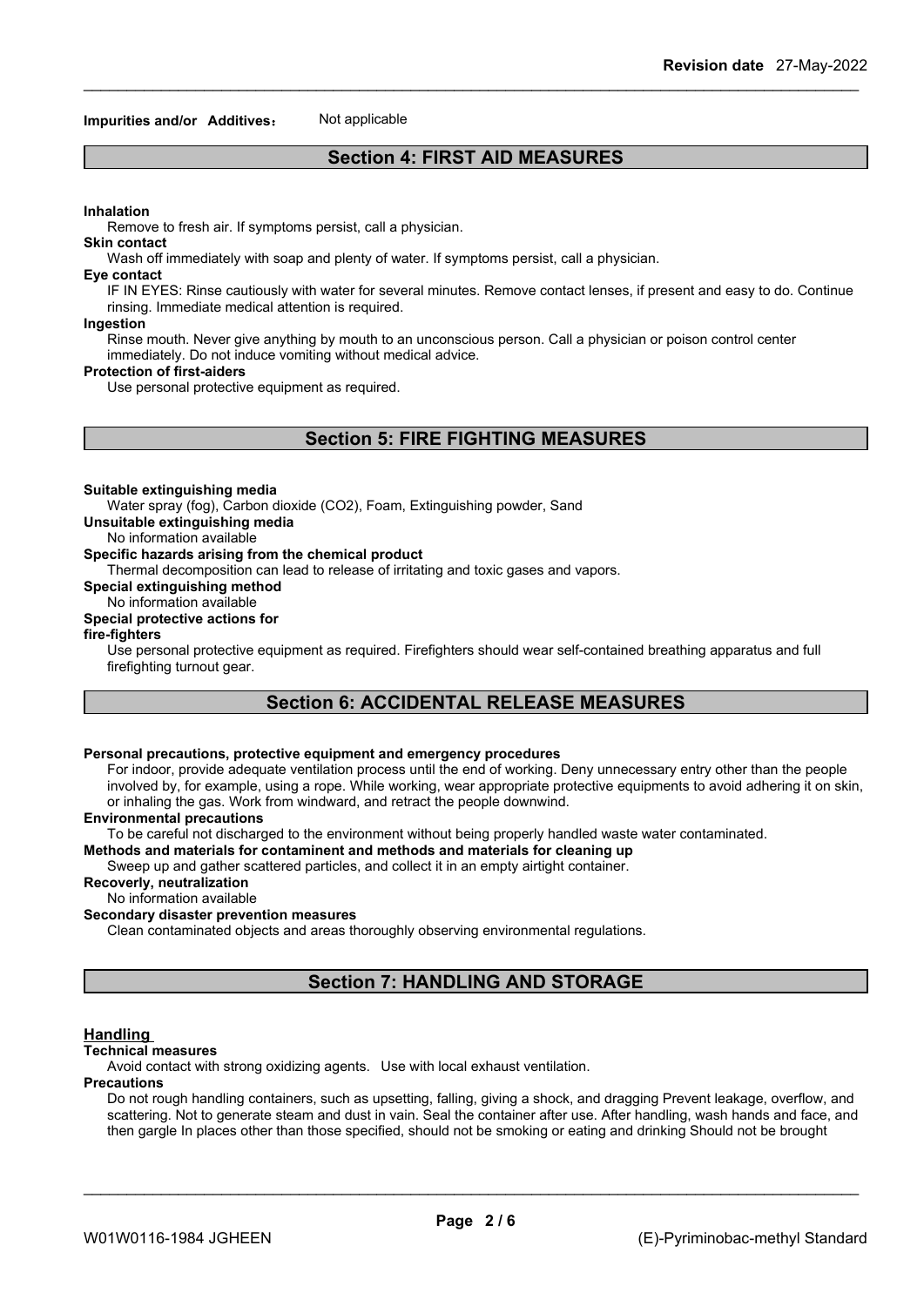**Impurities and/or Additives**： Not applicable

## Section 4: FIRST AID MEASURES

**Inhalation**

Remove to fresh air. If symptoms persist, call a physician.

**Skin contact**

Wash off immediately with soap and plenty of water. If symptoms persist, call a physician.

**Eye contact**

IF IN EYES: Rinse cautiously with water for several minutes. Remove contact lenses, if present and easy to do. Continue rinsing. Immediate medical attention is required.

**Ingestion**

Rinse mouth. Never give anything by mouth to an unconscious person. Call a physician or poison control center immediately. Do not induce vomiting without medical advice.

**Protection of first-aiders**

Use personal protective equipment as required.

## Section 5: FIRE FIGHTING MEASURES

**Suitable extinguishing media**

Water spray (fog), Carbon dioxide ($CO_2$), Foam, Extinguishing powder, Sand

**Unsuitable extinguishing media**

No information available

**Specific hazards arising from the chemical product**

Thermal decomposition can lead to release of irritating and toxic gases and vapors.

**Special extinguishing method**

No information available

**Special protective actions for fire-fighters**

Use personal protective equipment as required. Firefighters should wear self-contained breathing apparatus and full firefighting turnout gear.

## Section 6: ACCIDENTAL RELEASE MEASURES

**Personal precautions, protective equipment and emergency procedures**

For indoor, provide adequate ventilation process until the end of working. Deny unnecessary entry other than the people involved by, for example, using a rope. While working, wear appropriate protective equipments to avoid adhering it on skin, or inhaling the gas. Work from windward, and retract the people downwind.

**Environmental precautions**

To be careful not discharged to the environment without being properly handled waste water contaminated.

**Methods and materials for contaminent and methods and materials for cleaning up**

Sweep up and gather scattered particles, and collect it in an empty airtight container.

**Recoverly, neutralization**

No information available

**Secondary disaster prevention measures**

Clean contaminated objects and areas thoroughly observing environmental regulations.

## Section 7: HANDLING AND STORAGE

### Handling

**Technical measures**

Avoid contact with strong oxidizing agents. Use with local exhaust ventilation.

**Precautions**

Do not rough handling containers, such as upsetting, falling, giving a shock, and dragging Prevent leakage, overflow, and scattering. Not to generate steam and dust in vain. Seal the container after use. After handling, wash hands and face, and then gargle In places other than those specified, should not be smoking or eating and drinking Should not be brought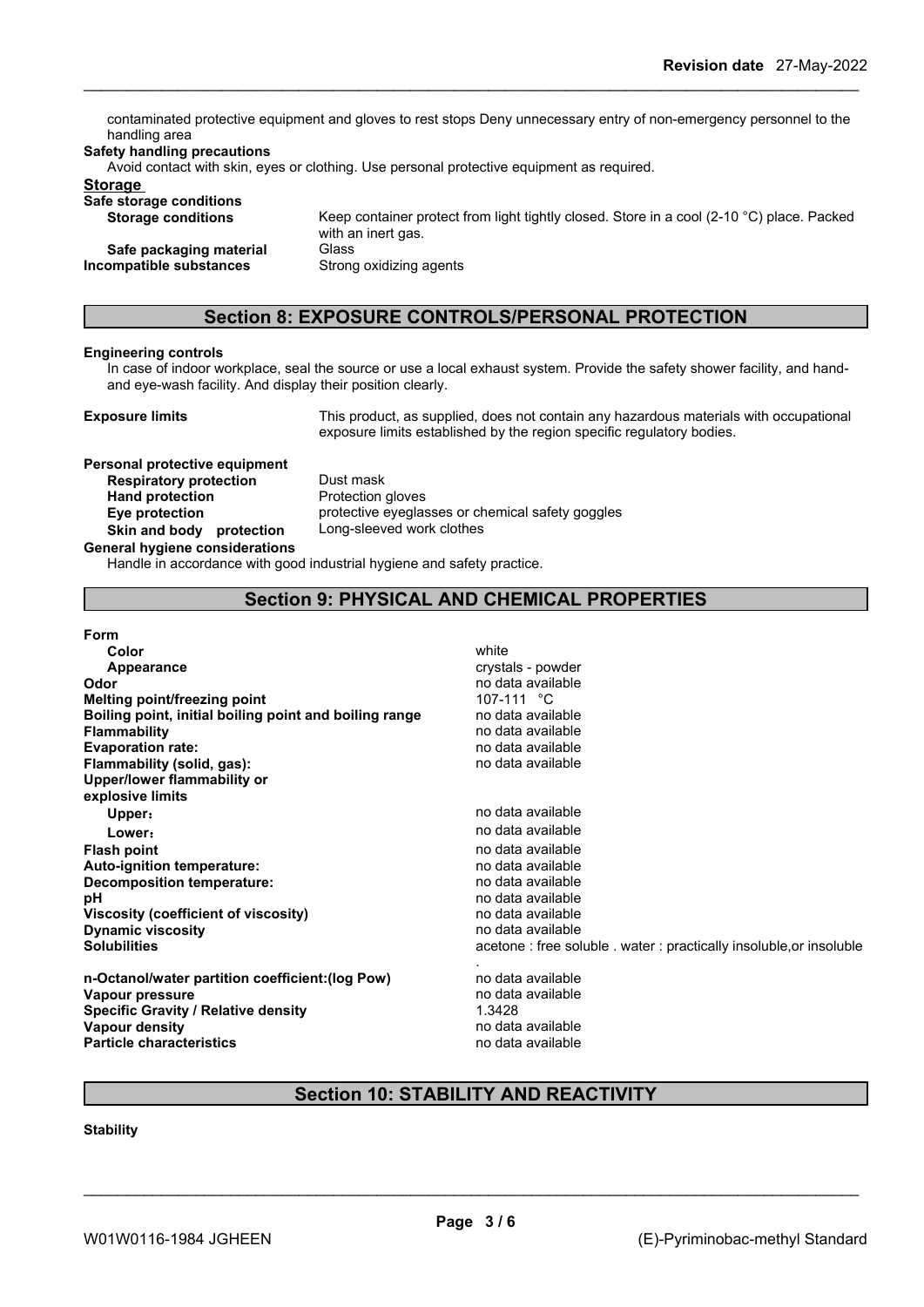contaminated protective equipment and gloves to rest stops Deny unnecessary entry of non-emergency personnel to the handling area

**Safety handling precautions**

Avoid contact with skin, eyes or clothing. Use personal protective equipment as required.

**Storage**

**Safe storage conditions**

| | |
|---|---|
| **Storage conditions** | Keep container protect from light tightly closed. Store in a cool (2-10 °C) place. Packed with an inert gas. |
| **Safe packaging material** | Glass |
| **Incompatible substances** | Strong oxidizing agents |

## Section 8: EXPOSURE CONTROLS/PERSONAL PROTECTION

**Engineering controls**

In case of indoor workplace, seal the source or use a local exhaust system. Provide the safety shower facility, and hand-and eye-wash facility. And display their position clearly.

**Exposure limits** This product, as supplied, does not contain any hazardous materials with occupational exposure limits established by the region specific regulatory bodies.

**Personal protective equipment**

| | |
|---|---|
| **Respiratory protection** | Dust mask |
| **Hand protection** | Protection gloves |
| **Eye protection** | protective eyeglasses or chemical safety goggles |
| **Skin and body protection** | Long-sleeved work clothes |

**General hygiene considerations**

Handle in accordance with good industrial hygiene and safety practice.

## Section 9: PHYSICAL AND CHEMICAL PROPERTIES

| | |
|---|---|
| **Form** | |
| **Color** | white |
| **Appearance** | crystals - powder |
| **Odor** | no data available |
| **Melting point/freezing point** | 107-111 °C |
| **Boiling point, initial boiling point and boiling range** | no data available |
| **Flammability** | no data available |
| **Evaporation rate:** | no data available |
| **Flammability (solid, gas):** | no data available |
| **Upper/lower flammability or explosive limits** | |
| **Upper**: | no data available |
| **Lower**: | no data available |
| **Flash point** | no data available |
| **Auto-ignition temperature:** | no data available |
| **Decomposition temperature:** | no data available |
| **pH** | no data available |
| **Viscosity (coefficient of viscosity)** | no data available |
| **Dynamic viscosity** | no data available |
| **Solubilities** | acetone : free soluble . water : practically insoluble,or insoluble . |
| **n-Octanol/water partition coefficient:(log Pow)** | no data available |
| **Vapour pressure** | no data available |
| **Specific Gravity / Relative density** | 1.3428 |
| **Vapour density** | no data available |
| **Particle characteristics** | no data available |

## Section 10: STABILITY AND REACTIVITY

**Stability**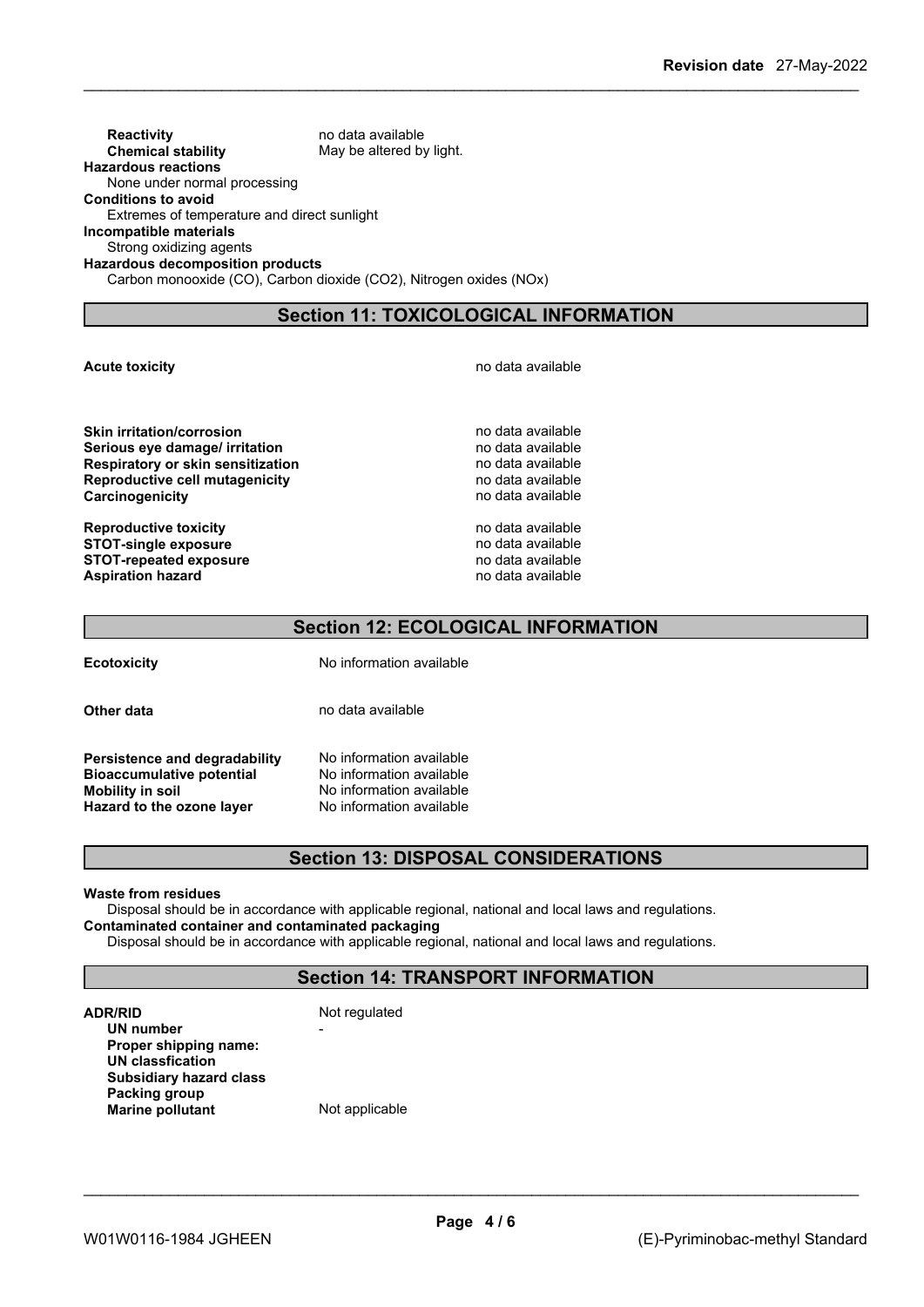**Reactivity** no data available
**Chemical stability** May be altered by light.

**Hazardous reactions**
None under normal processing

**Conditions to avoid**
Extremes of temperature and direct sunlight

**Incompatible materials**
Strong oxidizing agents

**Hazardous decomposition products**
Carbon monooxide (CO), Carbon dioxide ($CO_2$), Nitrogen oxides ($NO_x$)

## Section 11: TOXICOLOGICAL INFORMATION

**Acute toxicity** no data available

**Skin irritation/corrosion** no data available
**Serious eye damage/ irritation** no data available
**Respiratory or skin sensitization** no data available
**Reproductive cell mutagenicity** no data available
**Carcinogenicity** no data available

**Reproductive toxicity** no data available
**STOT-single exposure** no data available
**STOT-repeated exposure** no data available
**Aspiration hazard** no data available

## Section 12: ECOLOGICAL INFORMATION

**Ecotoxicity** No information available

**Other data** no data available

**Persistence and degradability** No information available
**Bioaccumulative potential** No information available
**Mobility in soil** No information available
**Hazard to the ozone layer** No information available

## Section 13: DISPOSAL CONSIDERATIONS

**Waste from residues**
Disposal should be in accordance with applicable regional, national and local laws and regulations.

**Contaminated container and contaminated packaging**
Disposal should be in accordance with applicable regional, national and local laws and regulations.

## Section 14: TRANSPORT INFORMATION

**ADR/RID** Not regulated
**UN number** -
**Proper shipping name:**
**UN classfication**
**Subsidiary hazard class**
**Packing group**
**Marine pollutant** Not applicable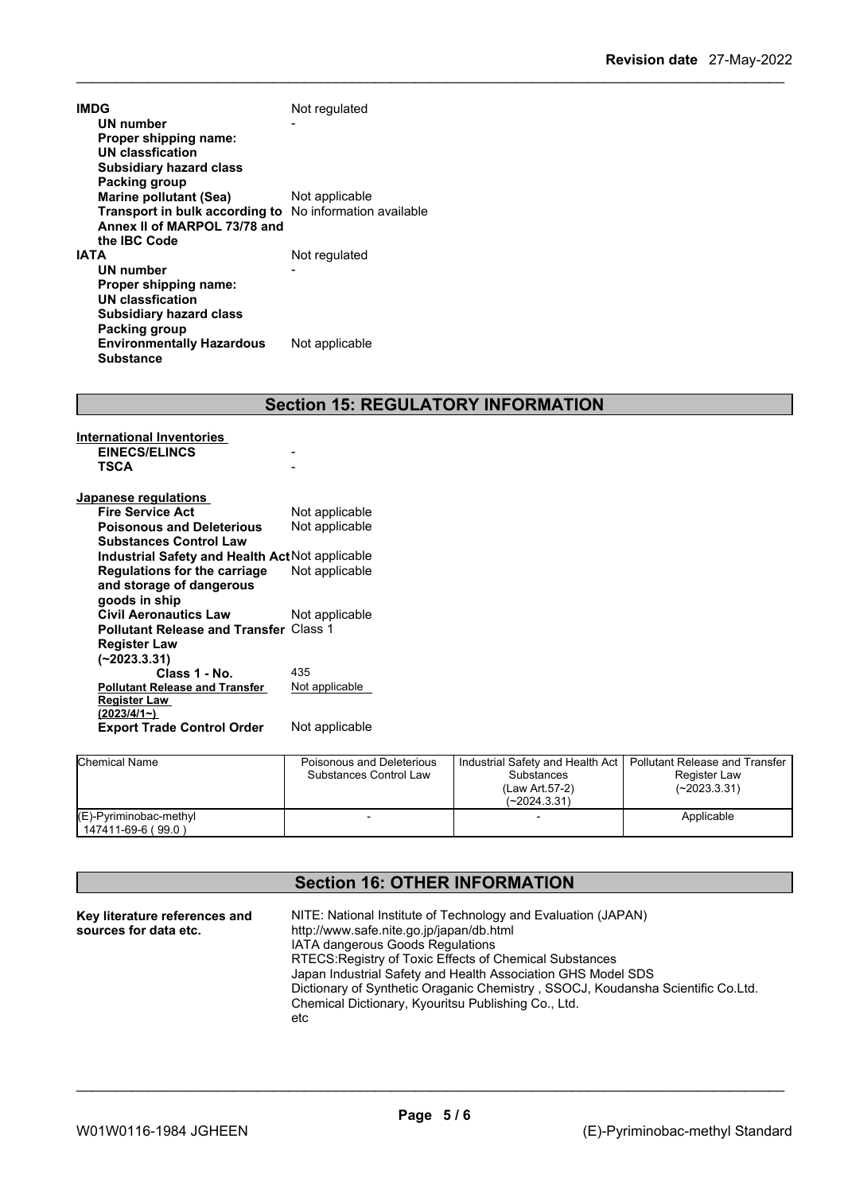**IMDG** Not regulated

| | |
|---|---|
| **UN number** | - |
| **Proper shipping name:** | |
| **UN classfication** | |
| **Subsidiary hazard class** | |
| **Packing group** | |
| **Marine pollutant (Sea)** | Not applicable |
| **Transport in bulk according to Annex II of MARPOL 73/78 and the IBC Code** | No information available |

**IATA** Not regulated

| | |
|---|---|
| **UN number** | - |
| **Proper shipping name:** | |
| **UN classfication** | |
| **Subsidiary hazard class** | |
| **Packing group** | |
| **Environmentally Hazardous Substance** | Not applicable |

## Section 15: REGULATORY INFORMATION

**International Inventories**

| | |
|---|---|
| **EINECS/ELINCS** | - |
| **TSCA** | - |

**Japanese regulations**

| | |
|---|---|
| **Fire Service Act** | Not applicable |
| **Poisonous and Deleterious Substances Control Law** | Not applicable |
| **Industrial Safety and Health Act** | Not applicable |
| **Regulations for the carriage and storage of dangerous goods in ship** | Not applicable |
| **Civil Aeronautics Law** | Not applicable |
| **Pollutant Release and Transfer Register Law (~2023.3.31)** | Class 1 |
| **Class 1 - No.** | 435 |
| **Pollutant Release and Transfer Register Law (2023/4/1~)** | Not applicable |
| **Export Trade Control Order** | Not applicable |

| Chemical Name | Poisonous and Deleterious Substances Control Law | Industrial Safety and Health Act Substances (Law Art.57-2) (~2024.3.31) | Pollutant Release and Transfer Register Law (~2023.3.31) |
|---|---|---|---|
| (E)-Pyriminobac-methyl 147411-69-6 ( 99.0 ) | - | - | Applicable |

## Section 16: OTHER INFORMATION

**Key literature references and sources for data etc.**

NITE: National Institute of Technology and Evaluation (JAPAN)
http://www.safe.nite.go.jp/japan/db.html
IATA dangerous Goods Regulations
RTECS:Registry of Toxic Effects of Chemical Substances
Japan Industrial Safety and Health Association GHS Model SDS
Dictionary of Synthetic Oraganic Chemistry , SSOCJ, Koudansha Scientific Co.Ltd.
Chemical Dictionary, Kyouritsu Publishing Co., Ltd.
etc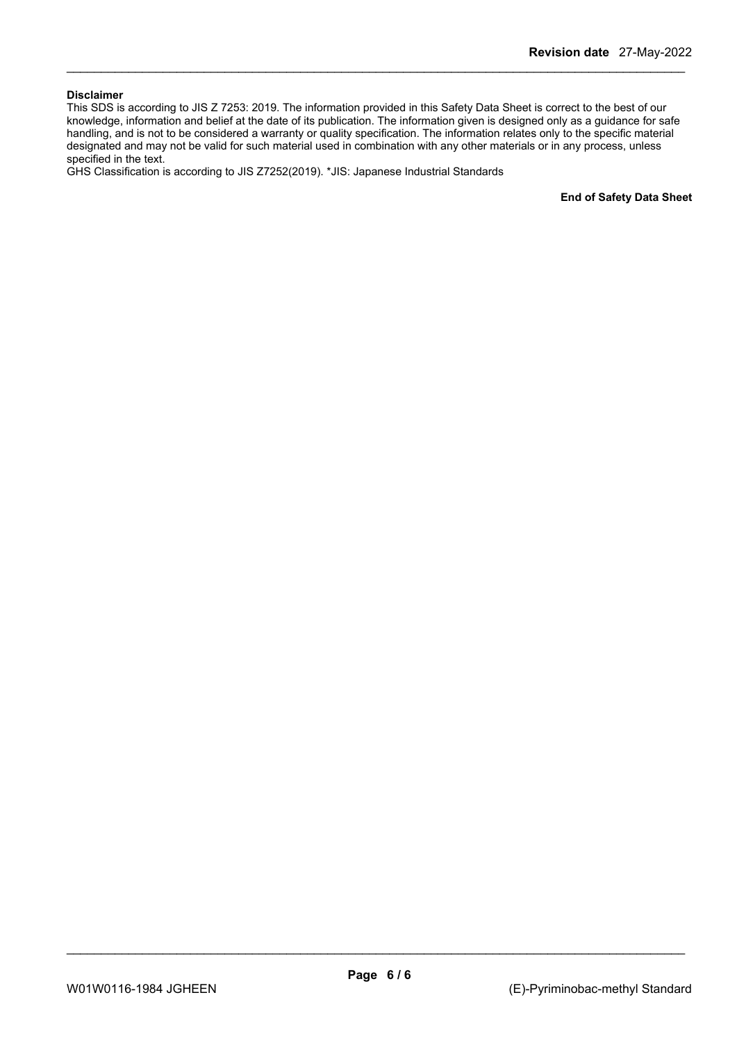**Disclaimer**

This SDS is according to JIS Z 7253: 2019. The information provided in this Safety Data Sheet is correct to the best of our knowledge, information and belief at the date of its publication. The information given is designed only as a guidance for safe handling, and is not to be considered a warranty or quality specification. The information relates only to the specific material designated and may not be valid for such material used in combination with any other materials or in any process, unless specified in the text.

GHS Classification is according to JIS Z7252(2019). *JIS: Japanese Industrial Standards

**End of Safety Data Sheet**